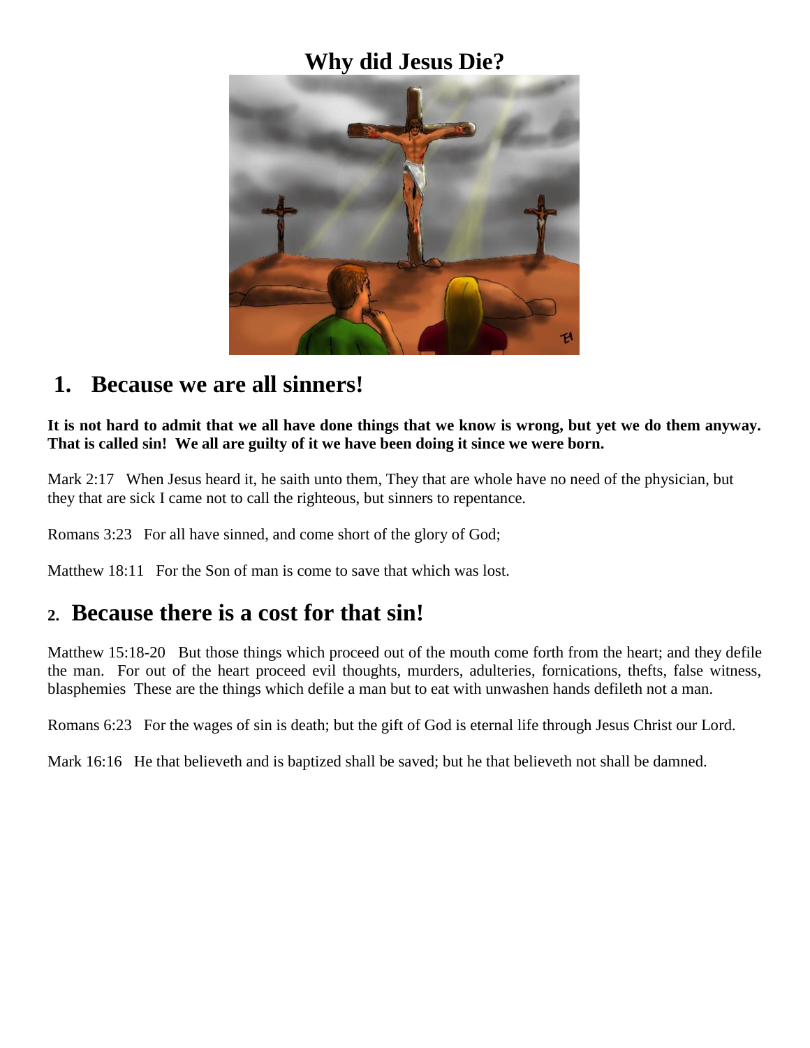# Why did Jesus Die?

## 1. Because we are all sinners!

**It is not hard to admit that we all have done things that we know is wrong, but yet we do them anyway. That is called sin! We all are guilty of it we have been doing it since we were born.**

Mark 2:17 When Jesus heard it, he saith unto them, They that are whole have no need of the physician, but they that are sick I came not to call the righteous, but sinners to repentance.

Romans 3:23 For all have sinned, and come short of the glory of God;

Matthew 18:11 For the Son of man is come to save that which was lost.

## 2. Because there is a cost for that sin!

Matthew 15:18-20 But those things which proceed out of the mouth come forth from the heart; and they defile the man. For out of the heart proceed evil thoughts, murders, adulteries, fornications, thefts, false witness, blasphemies These are the things which defile a man but to eat with unwashen hands defileth not a man.

Romans 6:23 For the wages of sin is death; but the gift of God is eternal life through Jesus Christ our Lord.

Mark 16:16 He that believeth and is baptized shall be saved; but he that believeth not shall be damned.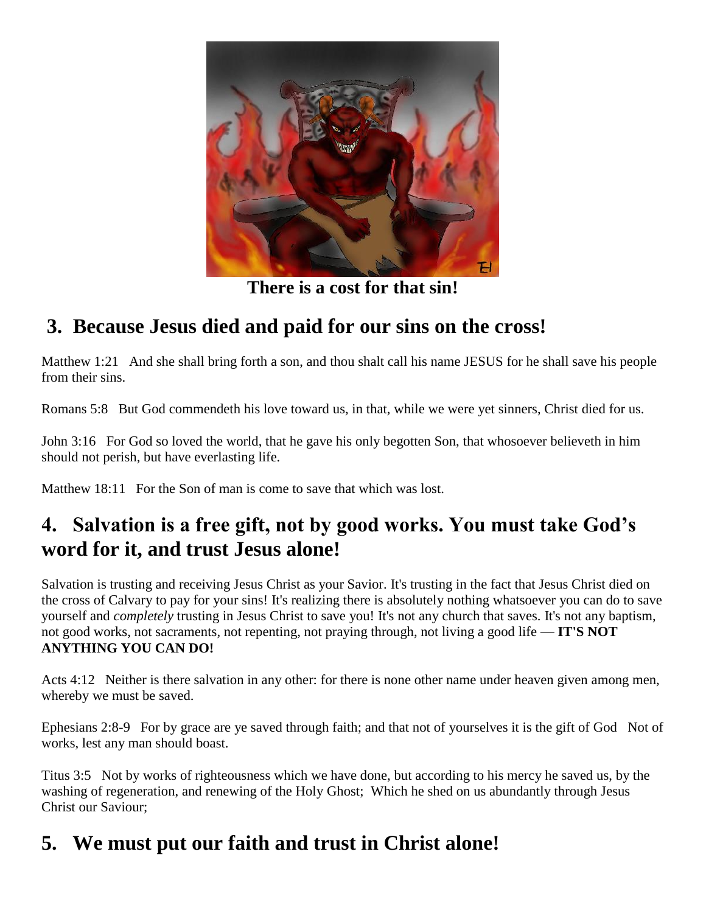**There is a cost for that sin!**

## 3. Because Jesus died and paid for our sins on the cross!

Matthew 1:21   And she shall bring forth a son, and thou shalt call his name JESUS for he shall save his people from their sins.

Romans 5:8   But God commendeth his love toward us, in that, while we were yet sinners, Christ died for us.

John 3:16   For God so loved the world, that he gave his only begotten Son, that whosoever believeth in him should not perish, but have everlasting life.

Matthew 18:11   For the Son of man is come to save that which was lost.

## 4. Salvation is a free gift, not by good works. You must take God's word for it, and trust Jesus alone!

Salvation is trusting and receiving Jesus Christ as your Savior. It's trusting in the fact that Jesus Christ died on the cross of Calvary to pay for your sins! It's realizing there is absolutely nothing whatsoever you can do to save yourself and *completely* trusting in Jesus Christ to save you! It's not any church that saves. It's not any baptism, not good works, not sacraments, not repenting, not praying through, not living a good life — **IT'S NOT ANYTHING YOU CAN DO!**

Acts 4:12   Neither is there salvation in any other: for there is none other name under heaven given among men, whereby we must be saved.

Ephesians 2:8-9   For by grace are ye saved through faith; and that not of yourselves it is the gift of God   Not of works, lest any man should boast.

Titus 3:5   Not by works of righteousness which we have done, but according to his mercy he saved us, by the washing of regeneration, and renewing of the Holy Ghost;  Which he shed on us abundantly through Jesus Christ our Saviour;

## 5. We must put our faith and trust in Christ alone!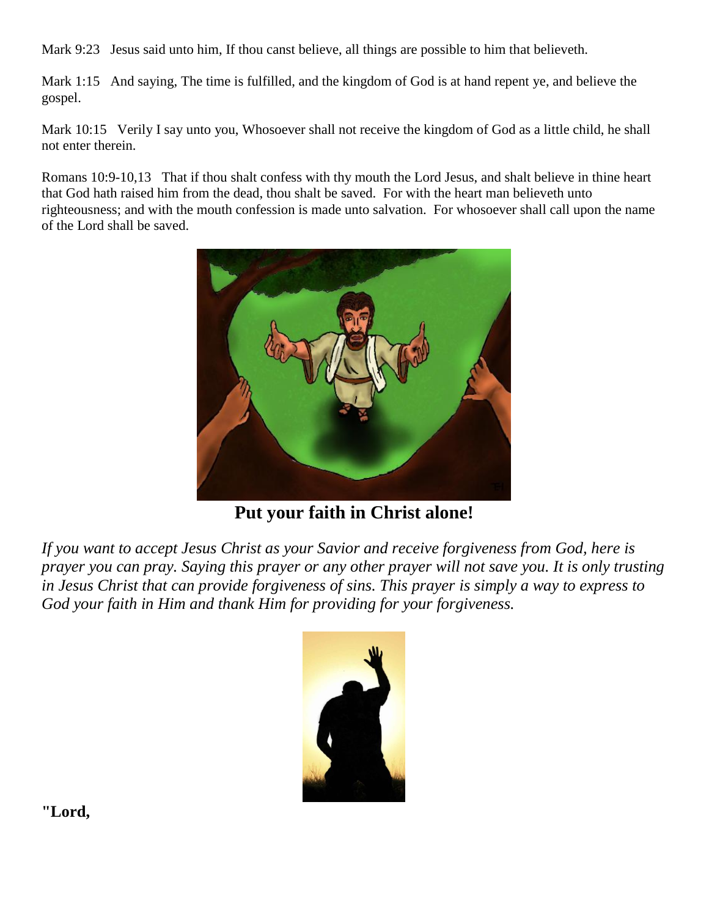Mark 9:23 Jesus said unto him, If thou canst believe, all things are possible to him that believeth.

Mark 1:15 And saying, The time is fulfilled, and the kingdom of God is at hand repent ye, and believe the gospel.

Mark 10:15 Verily I say unto you, Whosoever shall not receive the kingdom of God as a little child, he shall not enter therein.

Romans 10:9-10,13 That if thou shalt confess with thy mouth the Lord Jesus, and shalt believe in thine heart that God hath raised him from the dead, thou shalt be saved. For with the heart man believeth unto righteousness; and with the mouth confession is made unto salvation. For whosoever shall call upon the name of the Lord shall be saved.

**Put your faith in Christ alone!**

*If you want to accept Jesus Christ as your Savior and receive forgiveness from God, here is prayer you can pray. Saying this prayer or any other prayer will not save you. It is only trusting in Jesus Christ that can provide forgiveness of sins. This prayer is simply a way to express to God your faith in Him and thank Him for providing for your forgiveness.*

**"Lord,**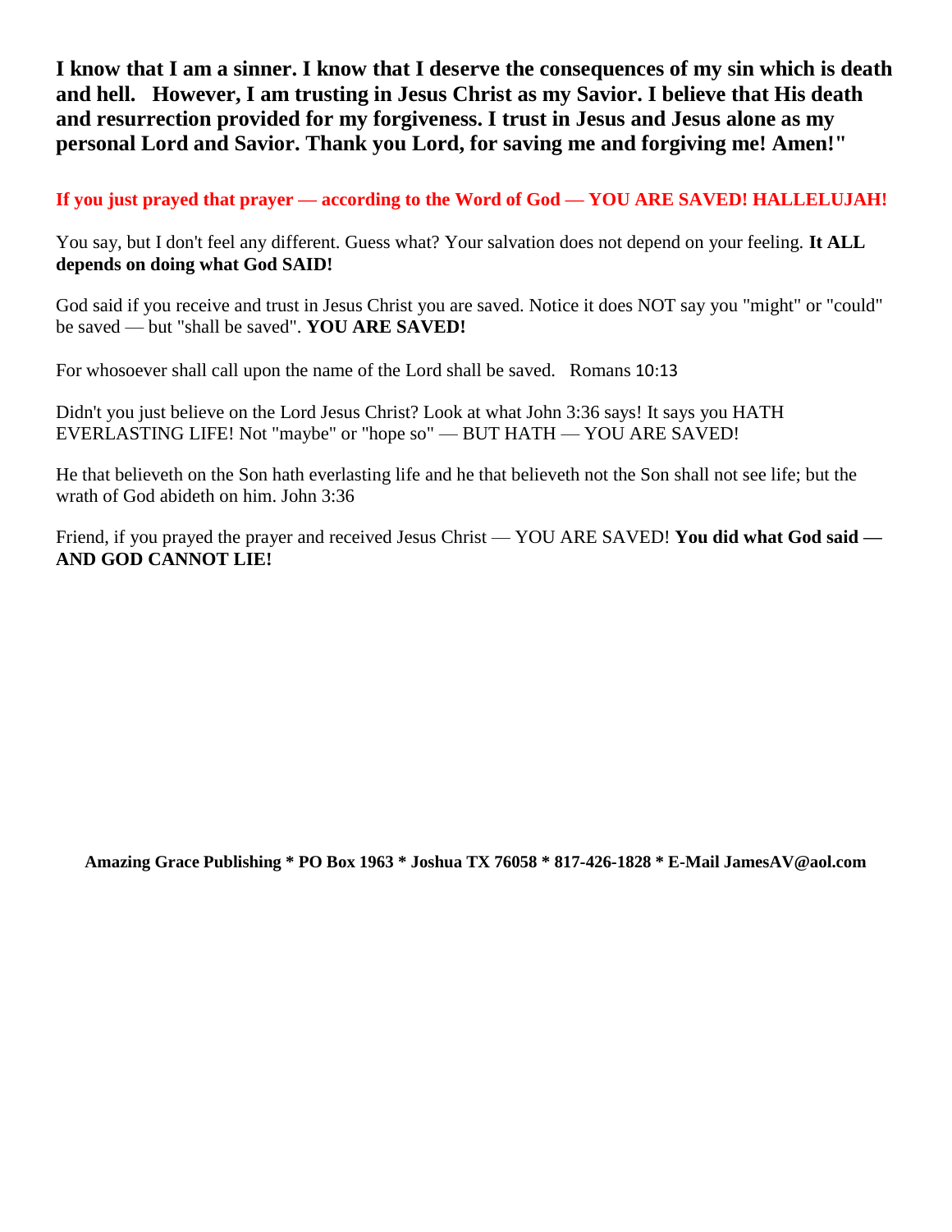**I know that I am a sinner. I know that I deserve the consequences of my sin which is death and hell. However, I am trusting in Jesus Christ as my Savior. I believe that His death and resurrection provided for my forgiveness. I trust in Jesus and Jesus alone as my personal Lord and Savior. Thank you Lord, for saving me and forgiving me! Amen!"**

**If you just prayed that prayer — according to the Word of God — YOU ARE SAVED! HALLELUJAH!**

You say, but I don't feel any different. Guess what? Your salvation does not depend on your feeling. **It ALL depends on doing what God SAID!**

God said if you receive and trust in Jesus Christ you are saved. Notice it does NOT say you "might" or "could" be saved — but "shall be saved". **YOU ARE SAVED!**

For whosoever shall call upon the name of the Lord shall be saved. Romans 10:13

Didn't you just believe on the Lord Jesus Christ? Look at what John 3:36 says! It says you HATH EVERLASTING LIFE! Not "maybe" or "hope so" — BUT HATH — YOU ARE SAVED!

He that believeth on the Son hath everlasting life and he that believeth not the Son shall not see life; but the wrath of God abideth on him. John 3:36

Friend, if you prayed the prayer and received Jesus Christ — YOU ARE SAVED! **You did what God said — AND GOD CANNOT LIE!**

**Amazing Grace Publishing * PO Box 1963 * Joshua TX 76058 * 817-426-1828 * E-Mail JamesAV@aol.com**